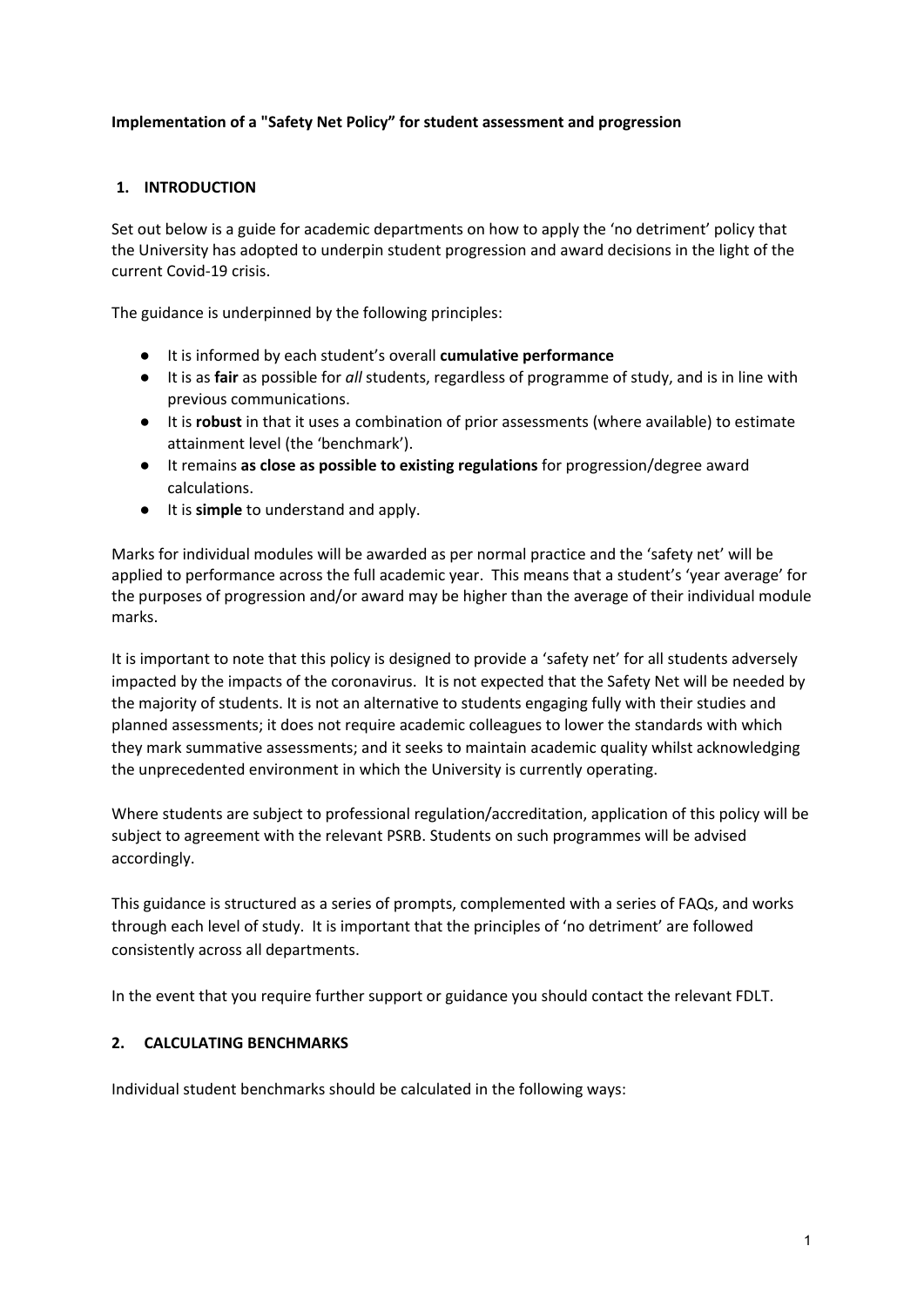**Implementation of a "Safety Net Policy" for student assessment and progression**

## 1. INTRODUCTION

Set out below is a guide for academic departments on how to apply the 'no detriment' policy that the University has adopted to underpin student progression and award decisions in the light of the current Covid-19 crisis.

The guidance is underpinned by the following principles:

- It is informed by each student's overall **cumulative performance**
- It is as **fair** as possible for *all* students, regardless of programme of study, and is in line with previous communications.
- It is **robust** in that it uses a combination of prior assessments (where available) to estimate attainment level (the 'benchmark').
- It remains **as close as possible to existing regulations** for progression/degree award calculations.
- It is **simple** to understand and apply.

Marks for individual modules will be awarded as per normal practice and the 'safety net' will be applied to performance across the full academic year. This means that a student's 'year average' for the purposes of progression and/or award may be higher than the average of their individual module marks.

It is important to note that this policy is designed to provide a 'safety net' for all students adversely impacted by the impacts of the coronavirus. It is not expected that the Safety Net will be needed by the majority of students. It is not an alternative to students engaging fully with their studies and planned assessments; it does not require academic colleagues to lower the standards with which they mark summative assessments; and it seeks to maintain academic quality whilst acknowledging the unprecedented environment in which the University is currently operating.

Where students are subject to professional regulation/accreditation, application of this policy will be subject to agreement with the relevant PSRB. Students on such programmes will be advised accordingly.

This guidance is structured as a series of prompts, complemented with a series of FAQs, and works through each level of study. It is important that the principles of 'no detriment' are followed consistently across all departments.

In the event that you require further support or guidance you should contact the relevant FDLT.

## 2. CALCULATING BENCHMARKS

Individual student benchmarks should be calculated in the following ways: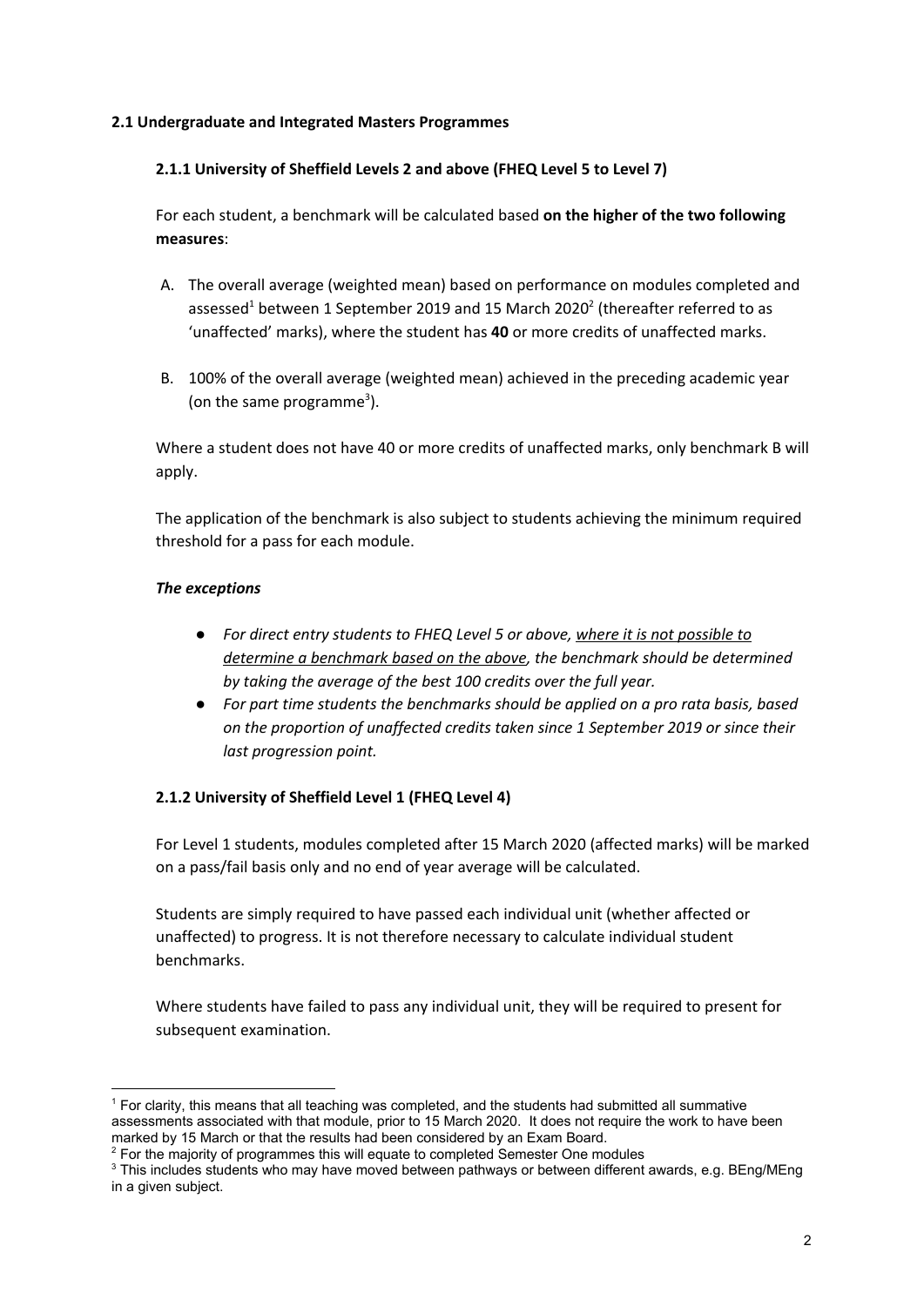### 2.1 Undergraduate and Integrated Masters Programmes

#### 2.1.1 University of Sheffield Levels 2 and above (FHEQ Level 5 to Level 7)

For each student, a benchmark will be calculated based **on the higher of the two following measures**:

A. The overall average (weighted mean) based on performance on modules completed and assessed[1] between 1 September 2019 and 15 March 2020[2] (thereafter referred to as 'unaffected' marks), where the student has **40** or more credits of unaffected marks.

B. 100% of the overall average (weighted mean) achieved in the preceding academic year (on the same programme[3]).

Where a student does not have 40 or more credits of unaffected marks, only benchmark B will apply.

The application of the benchmark is also subject to students achieving the minimum required threshold for a pass for each module.

***The exceptions***

- *For direct entry students to FHEQ Level 5 or above, <u>where it is not possible to determine a benchmark based on the above</u>, the benchmark should be determined by taking the average of the best 100 credits over the full year.*
- *For part time students the benchmarks should be applied on a pro rata basis, based on the proportion of unaffected credits taken since 1 September 2019 or since their last progression point.*

#### 2.1.2 University of Sheffield Level 1 (FHEQ Level 4)

For Level 1 students, modules completed after 15 March 2020 (affected marks) will be marked on a pass/fail basis only and no end of year average will be calculated.

Students are simply required to have passed each individual unit (whether affected or unaffected) to progress. It is not therefore necessary to calculate individual student benchmarks.

Where students have failed to pass any individual unit, they will be required to present for subsequent examination.

---

[1] For clarity, this means that all teaching was completed, and the students had submitted all summative assessments associated with that module, prior to 15 March 2020. It does not require the work to have been marked by 15 March or that the results had been considered by an Exam Board.

[2] For the majority of programmes this will equate to completed Semester One modules

[3] This includes students who may have moved between pathways or between different awards, e.g. BEng/MEng in a given subject.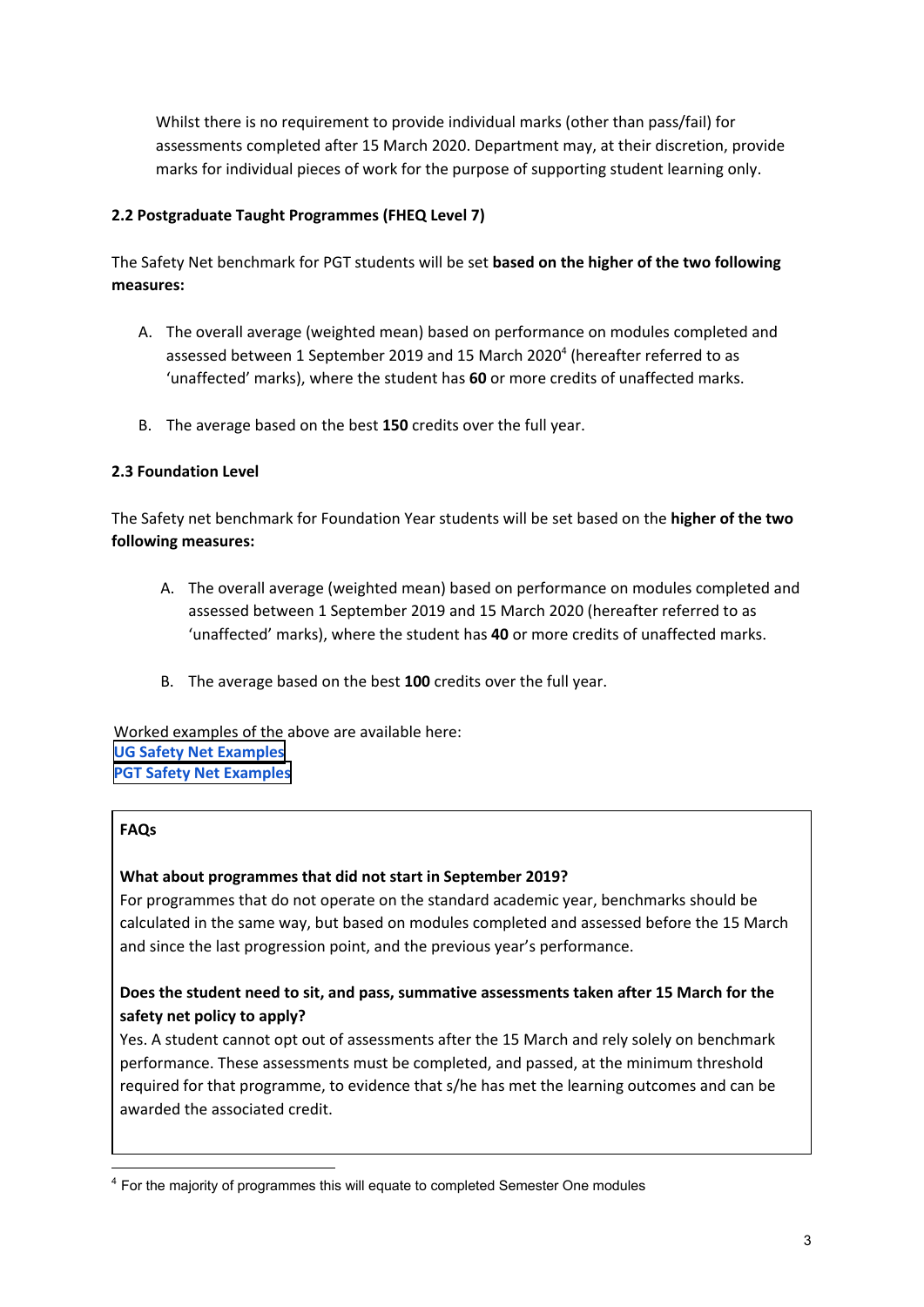Whilst there is no requirement to provide individual marks (other than pass/fail) for assessments completed after 15 March 2020. Department may, at their discretion, provide marks for individual pieces of work for the purpose of supporting student learning only.

**2.2 Postgraduate Taught Programmes (FHEQ Level 7)**

The Safety Net benchmark for PGT students will be set **based on the higher of the two following measures:**

A. The overall average (weighted mean) based on performance on modules completed and assessed between 1 September 2019 and 15 March 2020[4] (hereafter referred to as 'unaffected' marks), where the student has **60** or more credits of unaffected marks.

B. The average based on the best **150** credits over the full year.

**2.3 Foundation Level**

The Safety net benchmark for Foundation Year students will be set based on the **higher of the two following measures:**

A. The overall average (weighted mean) based on performance on modules completed and assessed between 1 September 2019 and 15 March 2020 (hereafter referred to as 'unaffected' marks), where the student has **40** or more credits of unaffected marks.

B. The average based on the best **100** credits over the full year.

Worked examples of the above are available here:
UG Safety Net Examples
PGT Safety Net Examples

**FAQs**

**What about programmes that did not start in September 2019?**
For programmes that do not operate on the standard academic year, benchmarks should be calculated in the same way, but based on modules completed and assessed before the 15 March and since the last progression point, and the previous year's performance.

**Does the student need to sit, and pass, summative assessments taken after 15 March for the safety net policy to apply?**
Yes. A student cannot opt out of assessments after the 15 March and rely solely on benchmark performance. These assessments must be completed, and passed, at the minimum threshold required for that programme, to evidence that s/he has met the learning outcomes and can be awarded the associated credit.

[4] For the majority of programmes this will equate to completed Semester One modules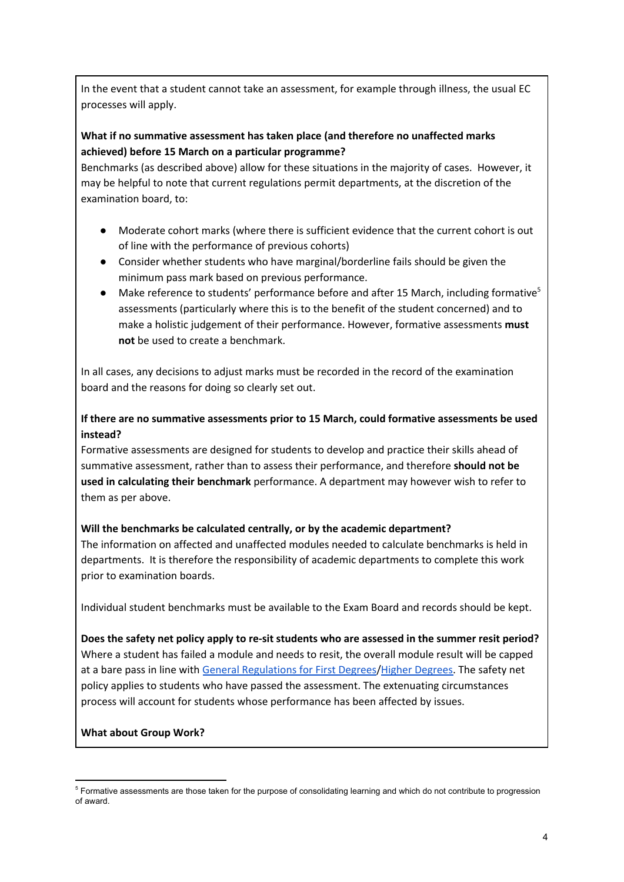In the event that a student cannot take an assessment, for example through illness, the usual EC processes will apply.

**What if no summative assessment has taken place (and therefore no unaffected marks achieved) before 15 March on a particular programme?**

Benchmarks (as described above) allow for these situations in the majority of cases. However, it may be helpful to note that current regulations permit departments, at the discretion of the examination board, to:

- Moderate cohort marks (where there is sufficient evidence that the current cohort is out of line with the performance of previous cohorts)
- Consider whether students who have marginal/borderline fails should be given the minimum pass mark based on previous performance.
- Make reference to students' performance before and after 15 March, including formative[5] assessments (particularly where this is to the benefit of the student concerned) and to make a holistic judgement of their performance. However, formative assessments **must not** be used to create a benchmark.

In all cases, any decisions to adjust marks must be recorded in the record of the examination board and the reasons for doing so clearly set out.

**If there are no summative assessments prior to 15 March, could formative assessments be used instead?**

Formative assessments are designed for students to develop and practice their skills ahead of summative assessment, rather than to assess their performance, and therefore **should not be used in calculating their benchmark** performance. A department may however wish to refer to them as per above.

**Will the benchmarks be calculated centrally, or by the academic department?**

The information on affected and unaffected modules needed to calculate benchmarks is held in departments. It is therefore the responsibility of academic departments to complete this work prior to examination boards.

Individual student benchmarks must be available to the Exam Board and records should be kept.

**Does the safety net policy apply to re-sit students who are assessed in the summer resit period?**

Where a student has failed a module and needs to resit, the overall module result will be capped at a bare pass in line with General Regulations for First Degrees/Higher Degrees. The safety net policy applies to students who have passed the assessment. The extenuating circumstances process will account for students whose performance has been affected by issues.

**What about Group Work?**

[5] Formative assessments are those taken for the purpose of consolidating learning and which do not contribute to progression of award.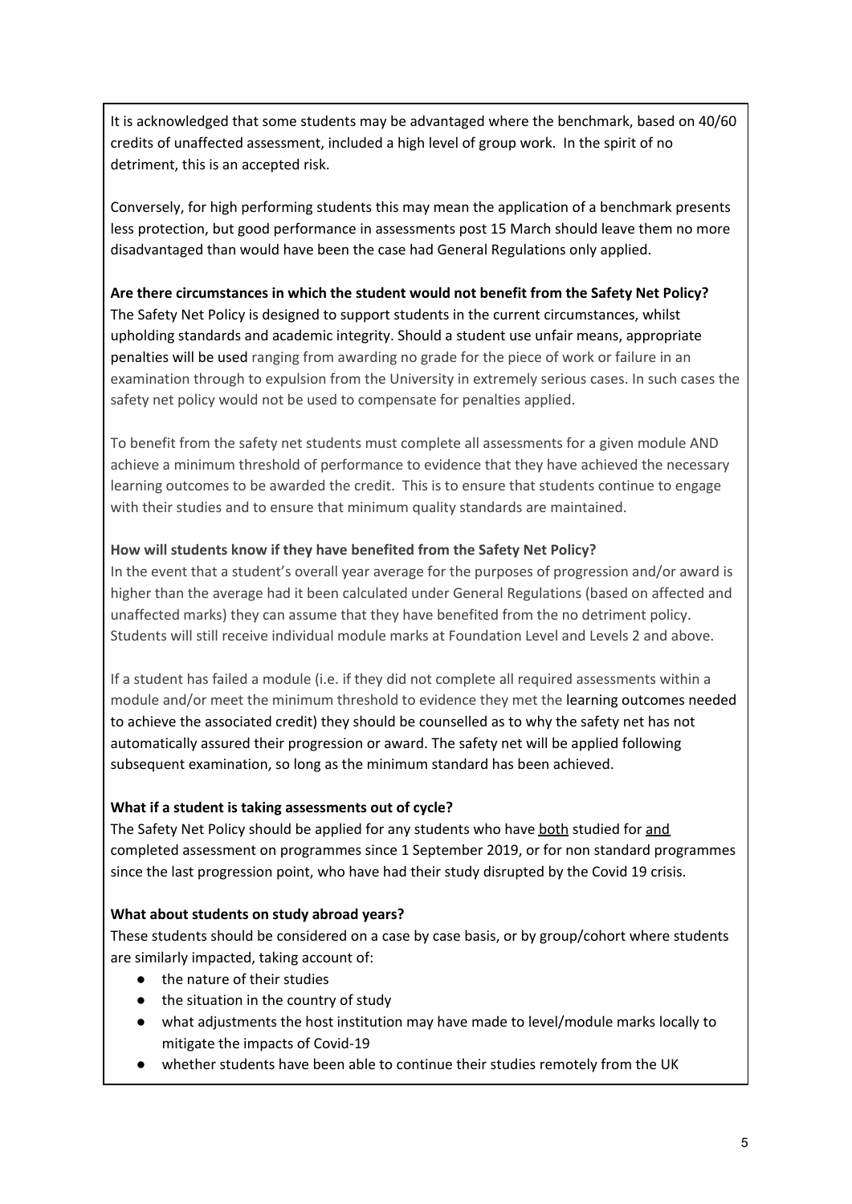It is acknowledged that some students may be advantaged where the benchmark, based on 40/60 credits of unaffected assessment, included a high level of group work. In the spirit of no detriment, this is an accepted risk.

Conversely, for high performing students this may mean the application of a benchmark presents less protection, but good performance in assessments post 15 March should leave them no more disadvantaged than would have been the case had General Regulations only applied.

**Are there circumstances in which the student would not benefit from the Safety Net Policy?**
The Safety Net Policy is designed to support students in the current circumstances, whilst upholding standards and academic integrity. Should a student use unfair means, appropriate penalties will be used ranging from awarding no grade for the piece of work or failure in an examination through to expulsion from the University in extremely serious cases. In such cases the safety net policy would not be used to compensate for penalties applied.

To benefit from the safety net students must complete all assessments for a given module AND achieve a minimum threshold of performance to evidence that they have achieved the necessary learning outcomes to be awarded the credit. This is to ensure that students continue to engage with their studies and to ensure that minimum quality standards are maintained.

**How will students know if they have benefited from the Safety Net Policy?**
In the event that a student's overall year average for the purposes of progression and/or award is higher than the average had it been calculated under General Regulations (based on affected and unaffected marks) they can assume that they have benefited from the no detriment policy. Students will still receive individual module marks at Foundation Level and Levels 2 and above.

If a student has failed a module (i.e. if they did not complete all required assessments within a module and/or meet the minimum threshold to evidence they met the learning outcomes needed to achieve the associated credit) they should be counselled as to why the safety net has not automatically assured their progression or award. The safety net will be applied following subsequent examination, so long as the minimum standard has been achieved.

**What if a student is taking assessments out of cycle?**
The Safety Net Policy should be applied for any students who have both studied for and completed assessment on programmes since 1 September 2019, or for non standard programmes since the last progression point, who have had their study disrupted by the Covid 19 crisis.

**What about students on study abroad years?**
These students should be considered on a case by case basis, or by group/cohort where students are similarly impacted, taking account of:

- the nature of their studies
- the situation in the country of study
- what adjustments the host institution may have made to level/module marks locally to mitigate the impacts of Covid-19
- whether students have been able to continue their studies remotely from the UK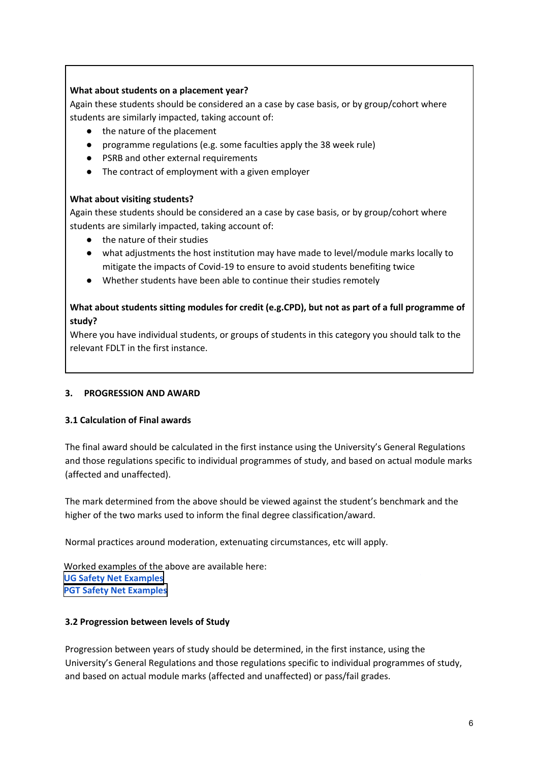**What about students on a placement year?**
Again these students should be considered an a case by case basis, or by group/cohort where students are similarly impacted, taking account of:

- the nature of the placement
- programme regulations (e.g. some faculties apply the 38 week rule)
- PSRB and other external requirements
- The contract of employment with a given employer

**What about visiting students?**
Again these students should be considered an a case by case basis, or by group/cohort where students are similarly impacted, taking account of:

- the nature of their studies
- what adjustments the host institution may have made to level/module marks locally to mitigate the impacts of Covid-19 to ensure to avoid students benefiting twice
- Whether students have been able to continue their studies remotely

**What about students sitting modules for credit (e.g.CPD), but not as part of a full programme of study?**
Where you have individual students, or groups of students in this category you should talk to the relevant FDLT in the first instance.

## 3. PROGRESSION AND AWARD

### 3.1 Calculation of Final awards

The final award should be calculated in the first instance using the University's General Regulations and those regulations specific to individual programmes of study, and based on actual module marks (affected and unaffected).

The mark determined from the above should be viewed against the student's benchmark and the higher of the two marks used to inform the final degree classification/award.

Normal practices around moderation, extenuating circumstances, etc will apply.

Worked examples of the above are available here:
**UG Safety Net Examples**
**PGT Safety Net Examples**

### 3.2 Progression between levels of Study

Progression between years of study should be determined, in the first instance, using the University's General Regulations and those regulations specific to individual programmes of study, and based on actual module marks (affected and unaffected) or pass/fail grades.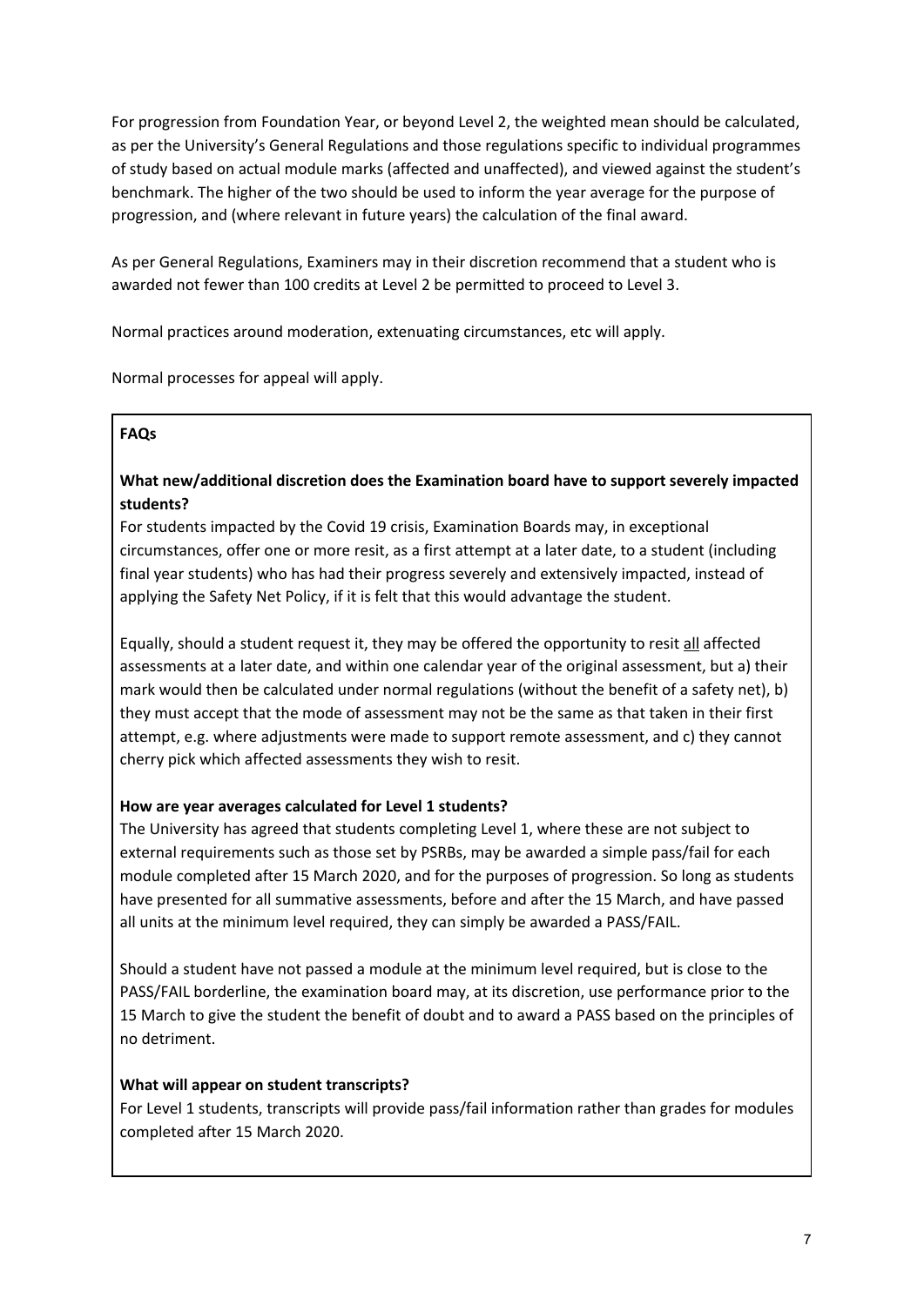For progression from Foundation Year, or beyond Level 2, the weighted mean should be calculated, as per the University's General Regulations and those regulations specific to individual programmes of study based on actual module marks (affected and unaffected), and viewed against the student's benchmark. The higher of the two should be used to inform the year average for the purpose of progression, and (where relevant in future years) the calculation of the final award.

As per General Regulations, Examiners may in their discretion recommend that a student who is awarded not fewer than 100 credits at Level 2 be permitted to proceed to Level 3.

Normal practices around moderation, extenuating circumstances, etc will apply.

Normal processes for appeal will apply.

**FAQs**

**What new/additional discretion does the Examination board have to support severely impacted students?**

For students impacted by the Covid 19 crisis, Examination Boards may, in exceptional circumstances, offer one or more resit, as a first attempt at a later date, to a student (including final year students) who has had their progress severely and extensively impacted, instead of applying the Safety Net Policy, if it is felt that this would advantage the student.

Equally, should a student request it, they may be offered the opportunity to resit <u>all</u> affected assessments at a later date, and within one calendar year of the original assessment, but a) their mark would then be calculated under normal regulations (without the benefit of a safety net), b) they must accept that the mode of assessment may not be the same as that taken in their first attempt, e.g. where adjustments were made to support remote assessment, and c) they cannot cherry pick which affected assessments they wish to resit.

**How are year averages calculated for Level 1 students?**

The University has agreed that students completing Level 1, where these are not subject to external requirements such as those set by PSRBs, may be awarded a simple pass/fail for each module completed after 15 March 2020, and for the purposes of progression. So long as students have presented for all summative assessments, before and after the 15 March, and have passed all units at the minimum level required, they can simply be awarded a PASS/FAIL.

Should a student have not passed a module at the minimum level required, but is close to the PASS/FAIL borderline, the examination board may, at its discretion, use performance prior to the 15 March to give the student the benefit of doubt and to award a PASS based on the principles of no detriment.

**What will appear on student transcripts?**

For Level 1 students, transcripts will provide pass/fail information rather than grades for modules completed after 15 March 2020.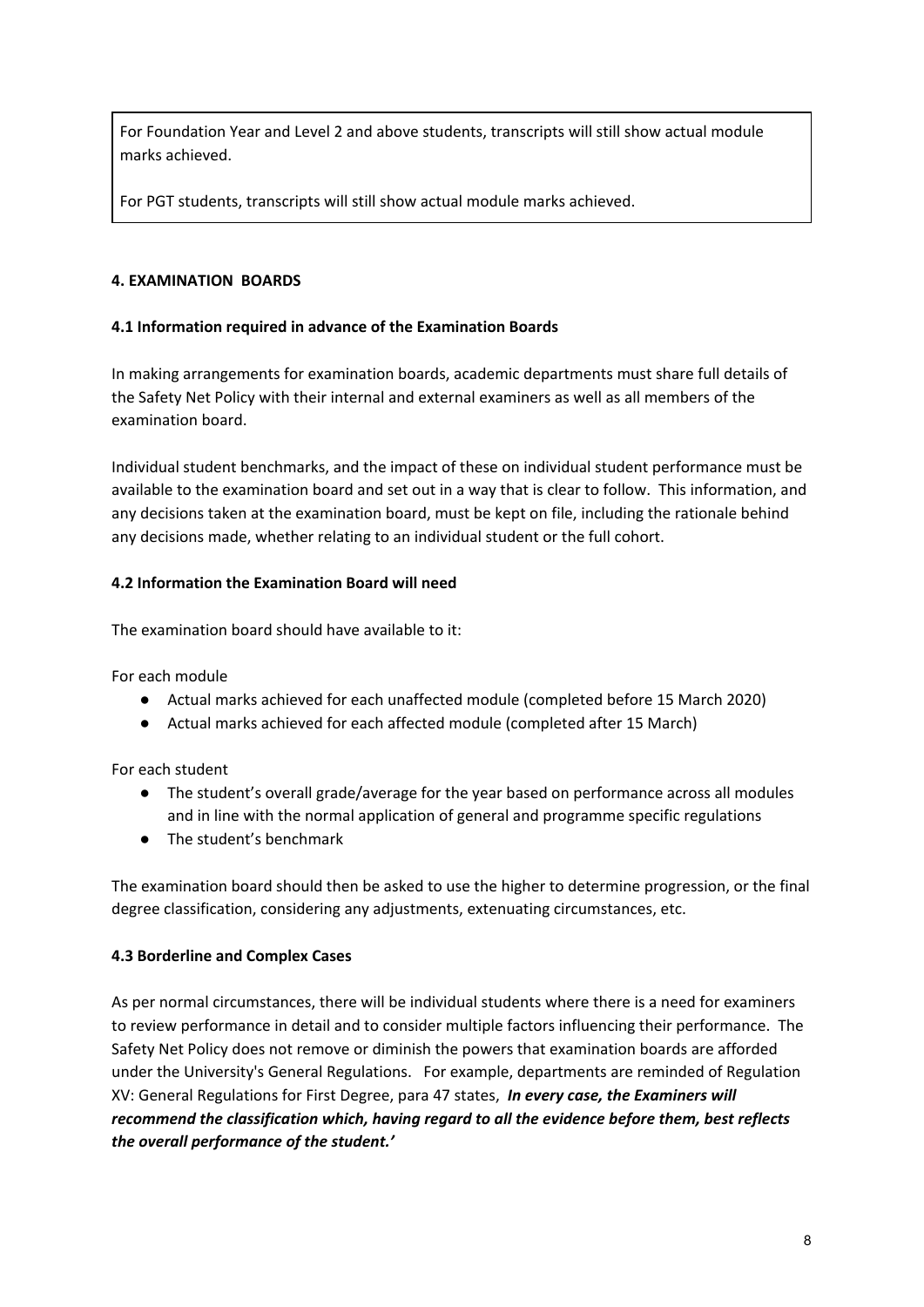For Foundation Year and Level 2 and above students, transcripts will still show actual module marks achieved.

For PGT students, transcripts will still show actual module marks achieved.

## 4. EXAMINATION BOARDS

### 4.1 Information required in advance of the Examination Boards

In making arrangements for examination boards, academic departments must share full details of the Safety Net Policy with their internal and external examiners as well as all members of the examination board.

Individual student benchmarks, and the impact of these on individual student performance must be available to the examination board and set out in a way that is clear to follow. This information, and any decisions taken at the examination board, must be kept on file, including the rationale behind any decisions made, whether relating to an individual student or the full cohort.

### 4.2 Information the Examination Board will need

The examination board should have available to it:

For each module

- Actual marks achieved for each unaffected module (completed before 15 March 2020)
- Actual marks achieved for each affected module (completed after 15 March)

For each student

- The student's overall grade/average for the year based on performance across all modules and in line with the normal application of general and programme specific regulations
- The student's benchmark

The examination board should then be asked to use the higher to determine progression, or the final degree classification, considering any adjustments, extenuating circumstances, etc.

### 4.3 Borderline and Complex Cases

As per normal circumstances, there will be individual students where there is a need for examiners to review performance in detail and to consider multiple factors influencing their performance. The Safety Net Policy does not remove or diminish the powers that examination boards are afforded under the University's General Regulations. For example, departments are reminded of Regulation XV: General Regulations for First Degree, para 47 states, ***In every case, the Examiners will recommend the classification which, having regard to all the evidence before them, best reflects the overall performance of the student.'***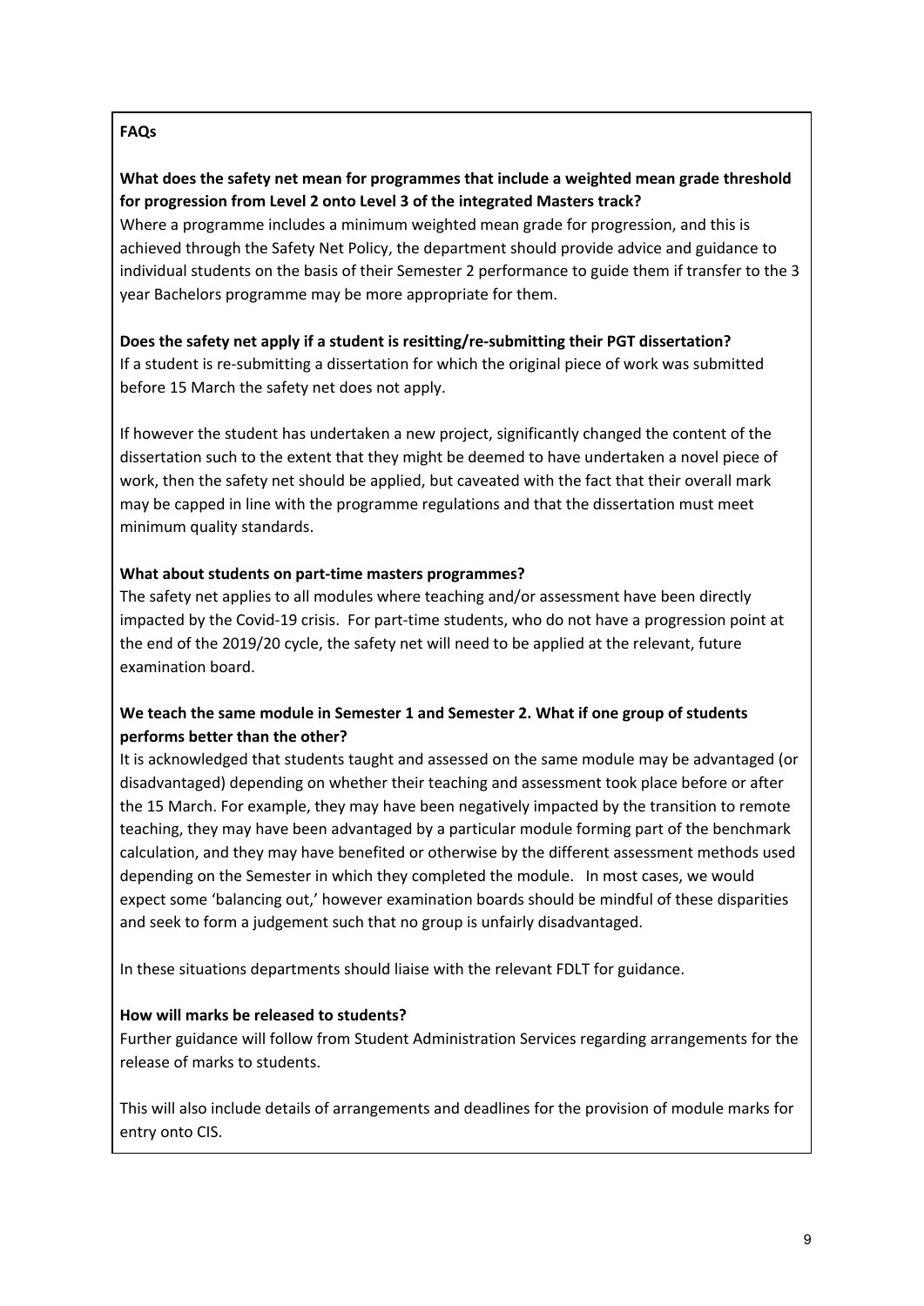**FAQs**

**What does the safety net mean for programmes that include a weighted mean grade threshold for progression from Level 2 onto Level 3 of the integrated Masters track?**

Where a programme includes a minimum weighted mean grade for progression, and this is achieved through the Safety Net Policy, the department should provide advice and guidance to individual students on the basis of their Semester 2 performance to guide them if transfer to the 3 year Bachelors programme may be more appropriate for them.

**Does the safety net apply if a student is resitting/re-submitting their PGT dissertation?**

If a student is re-submitting a dissertation for which the original piece of work was submitted before 15 March the safety net does not apply.

If however the student has undertaken a new project, significantly changed the content of the dissertation such to the extent that they might be deemed to have undertaken a novel piece of work, then the safety net should be applied, but caveated with the fact that their overall mark may be capped in line with the programme regulations and that the dissertation must meet minimum quality standards.

**What about students on part-time masters programmes?**

The safety net applies to all modules where teaching and/or assessment have been directly impacted by the Covid-19 crisis. For part-time students, who do not have a progression point at the end of the 2019/20 cycle, the safety net will need to be applied at the relevant, future examination board.

**We teach the same module in Semester 1 and Semester 2. What if one group of students performs better than the other?**

It is acknowledged that students taught and assessed on the same module may be advantaged (or disadvantaged) depending on whether their teaching and assessment took place before or after the 15 March. For example, they may have been negatively impacted by the transition to remote teaching, they may have been advantaged by a particular module forming part of the benchmark calculation, and they may have benefited or otherwise by the different assessment methods used depending on the Semester in which they completed the module. In most cases, we would expect some 'balancing out,' however examination boards should be mindful of these disparities and seek to form a judgement such that no group is unfairly disadvantaged.

In these situations departments should liaise with the relevant FDLT for guidance.

**How will marks be released to students?**

Further guidance will follow from Student Administration Services regarding arrangements for the release of marks to students.

This will also include details of arrangements and deadlines for the provision of module marks for entry onto CIS.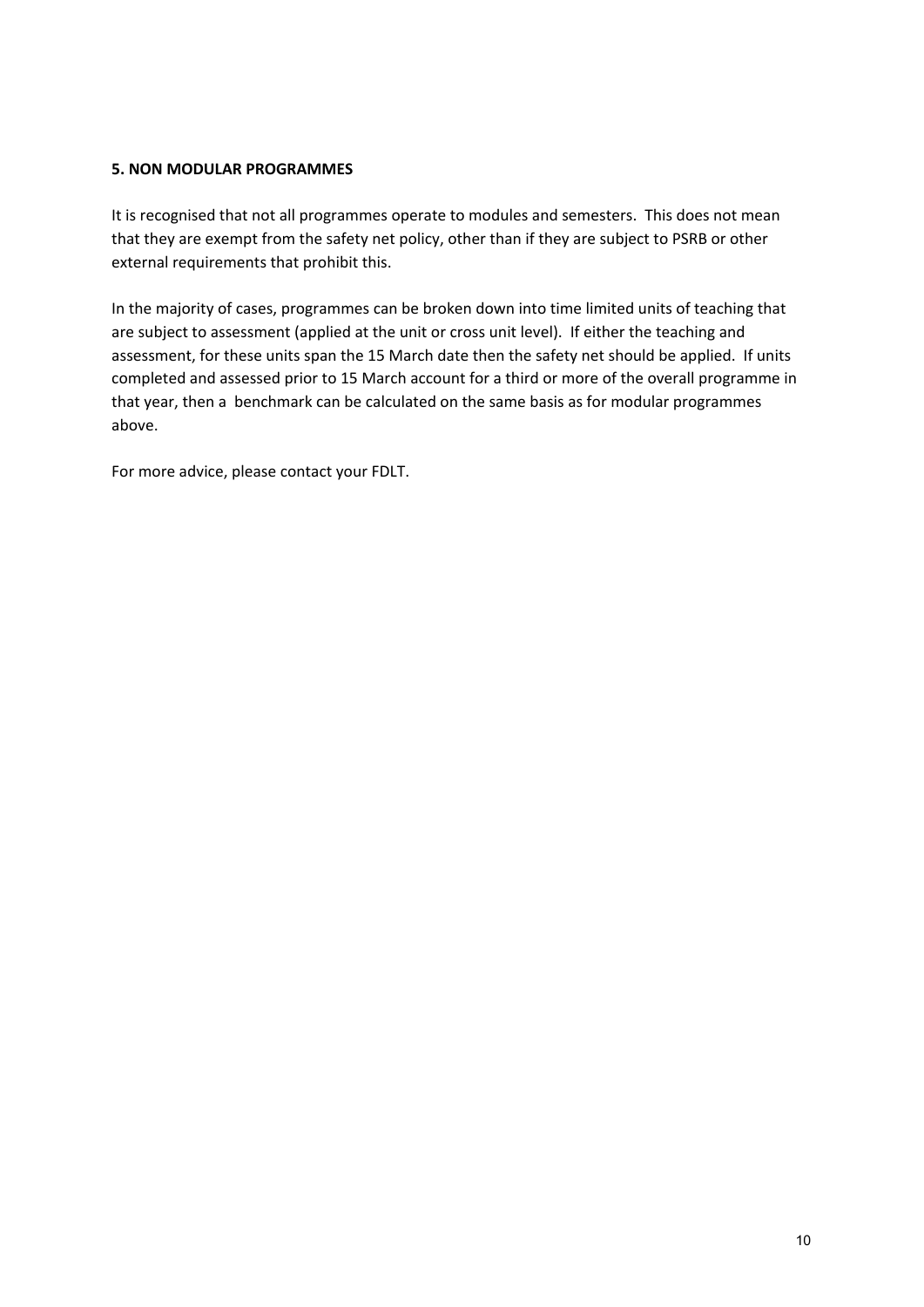**5. NON MODULAR PROGRAMMES**

It is recognised that not all programmes operate to modules and semesters. This does not mean that they are exempt from the safety net policy, other than if they are subject to PSRB or other external requirements that prohibit this.

In the majority of cases, programmes can be broken down into time limited units of teaching that are subject to assessment (applied at the unit or cross unit level). If either the teaching and assessment, for these units span the 15 March date then the safety net should be applied. If units completed and assessed prior to 15 March account for a third or more of the overall programme in that year, then a benchmark can be calculated on the same basis as for modular programmes above.

For more advice, please contact your FDLT.